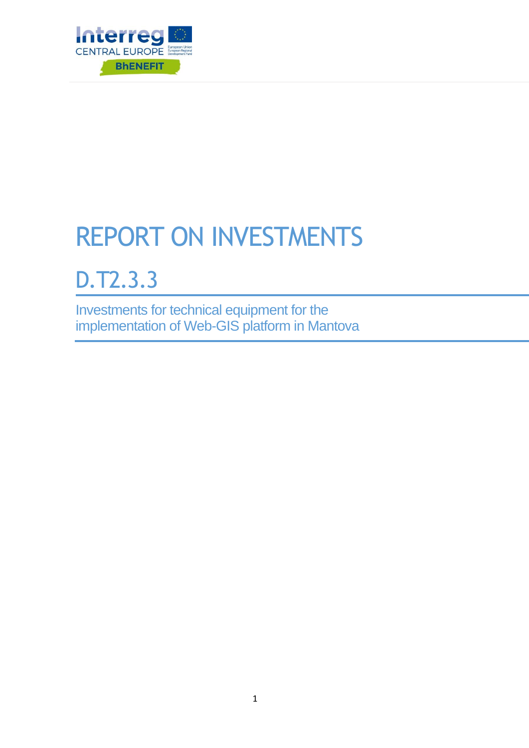# REPORT ON INVESTMENTS

## D.T2.3.3

Investments for technical equipment for the implementation of Web-GIS platform in Mantova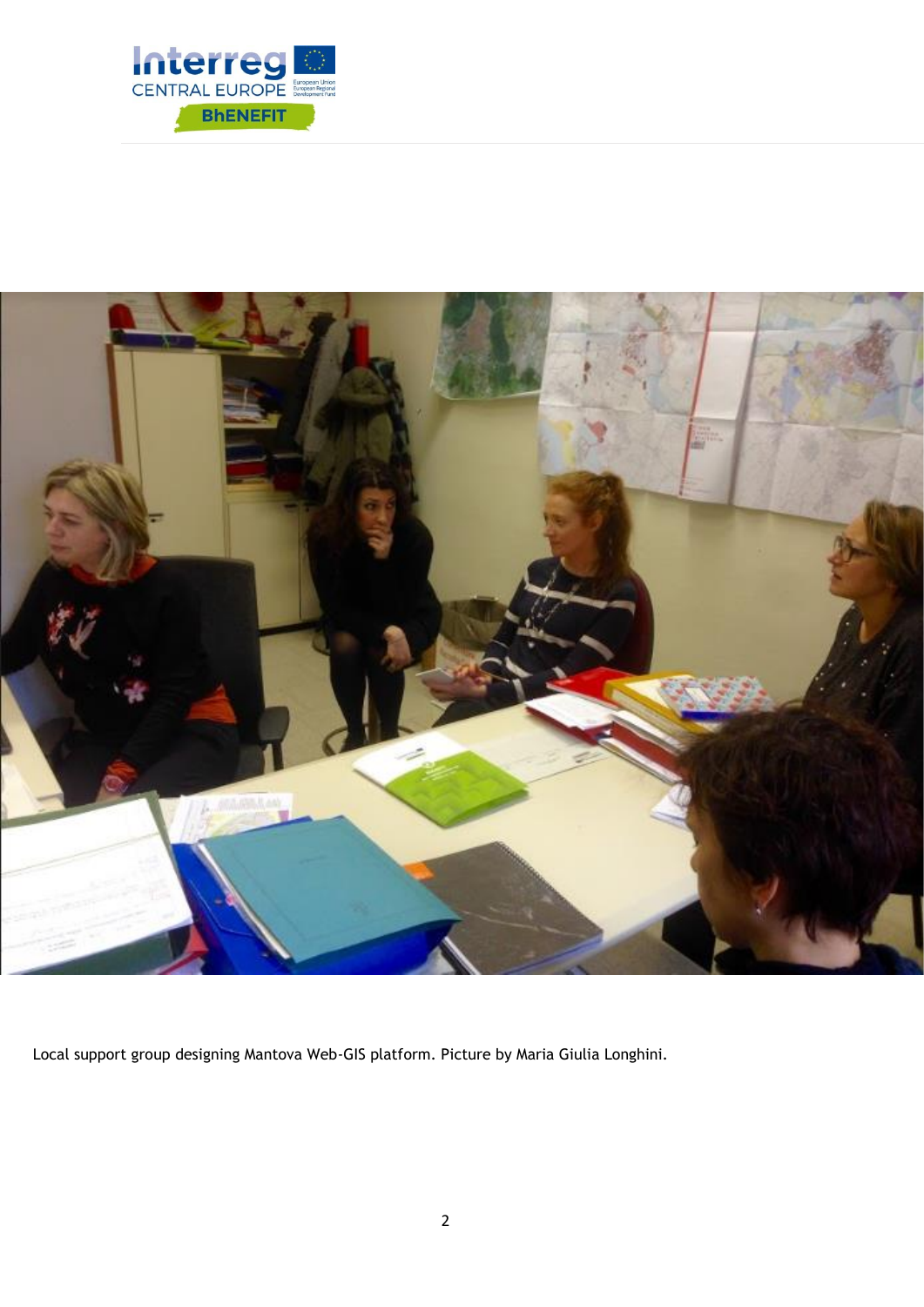Local support group designing Mantova Web-GIS platform. Picture by Maria Giulia Longhini.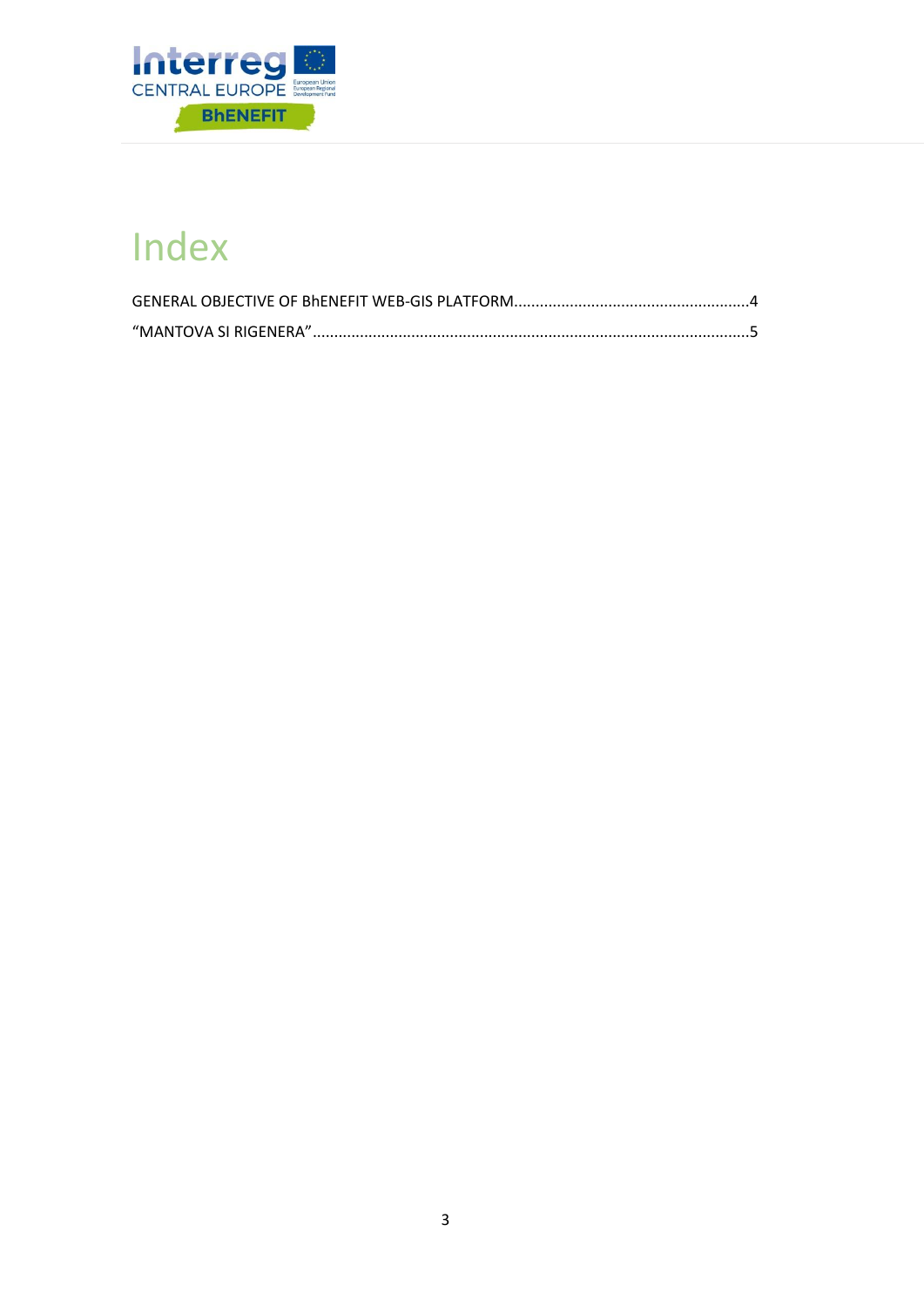# Index

GENERAL OBJECTIVE OF BhENEFIT WEB-GIS PLATFORM......................................................4

“MANTOVA SI RIGENERA”.....................................................................................................5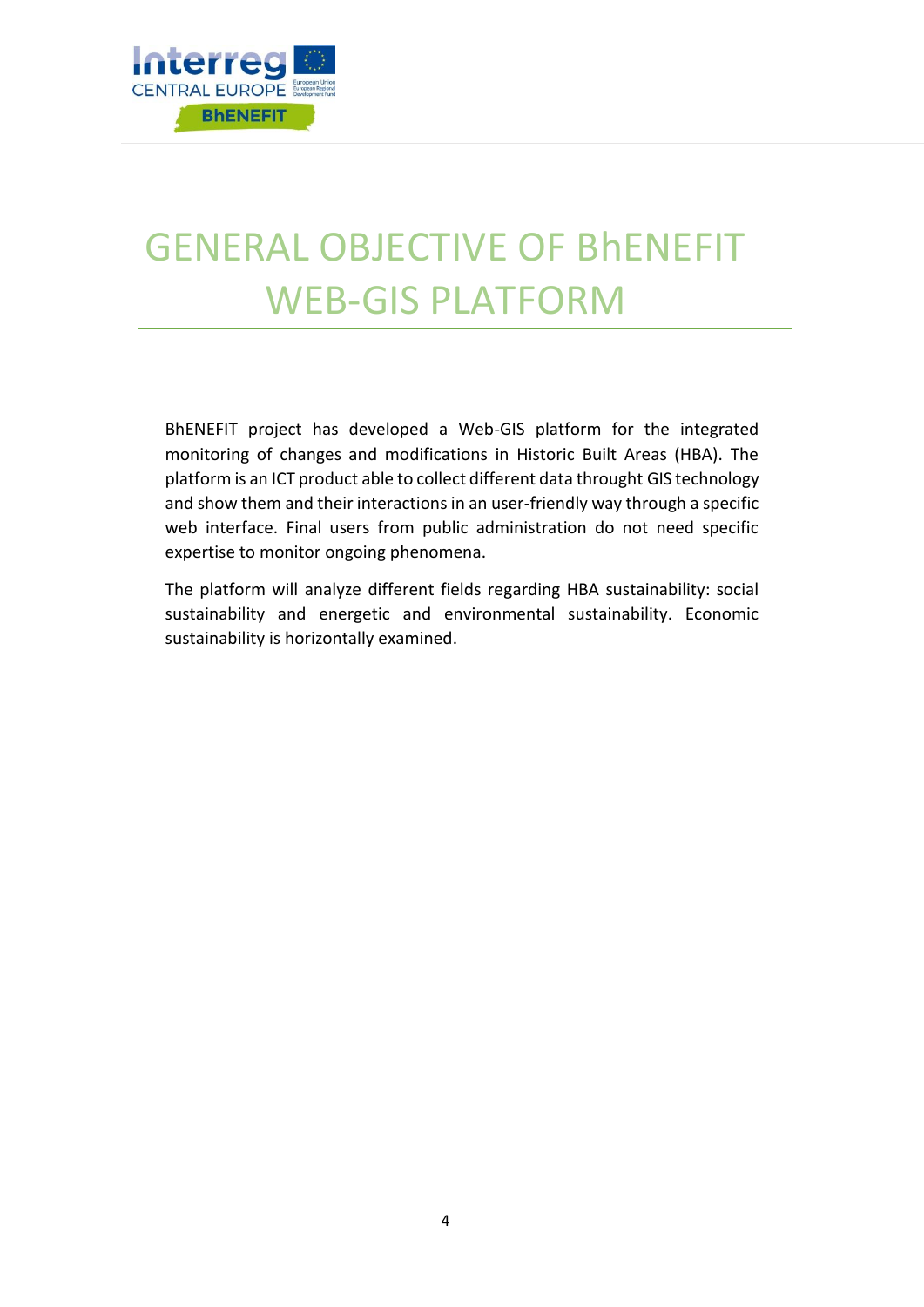# GENERAL OBJECTIVE OF BhENEFIT WEB-GIS PLATFORM

BhENEFIT project has developed a Web-GIS platform for the integrated monitoring of changes and modifications in Historic Built Areas (HBA). The platform is an ICT product able to collect different data throught GIS technology and show them and their interactions in an user-friendly way through a specific web interface. Final users from public administration do not need specific expertise to monitor ongoing phenomena.

The platform will analyze different fields regarding HBA sustainability: social sustainability and energetic and environmental sustainability. Economic sustainability is horizontally examined.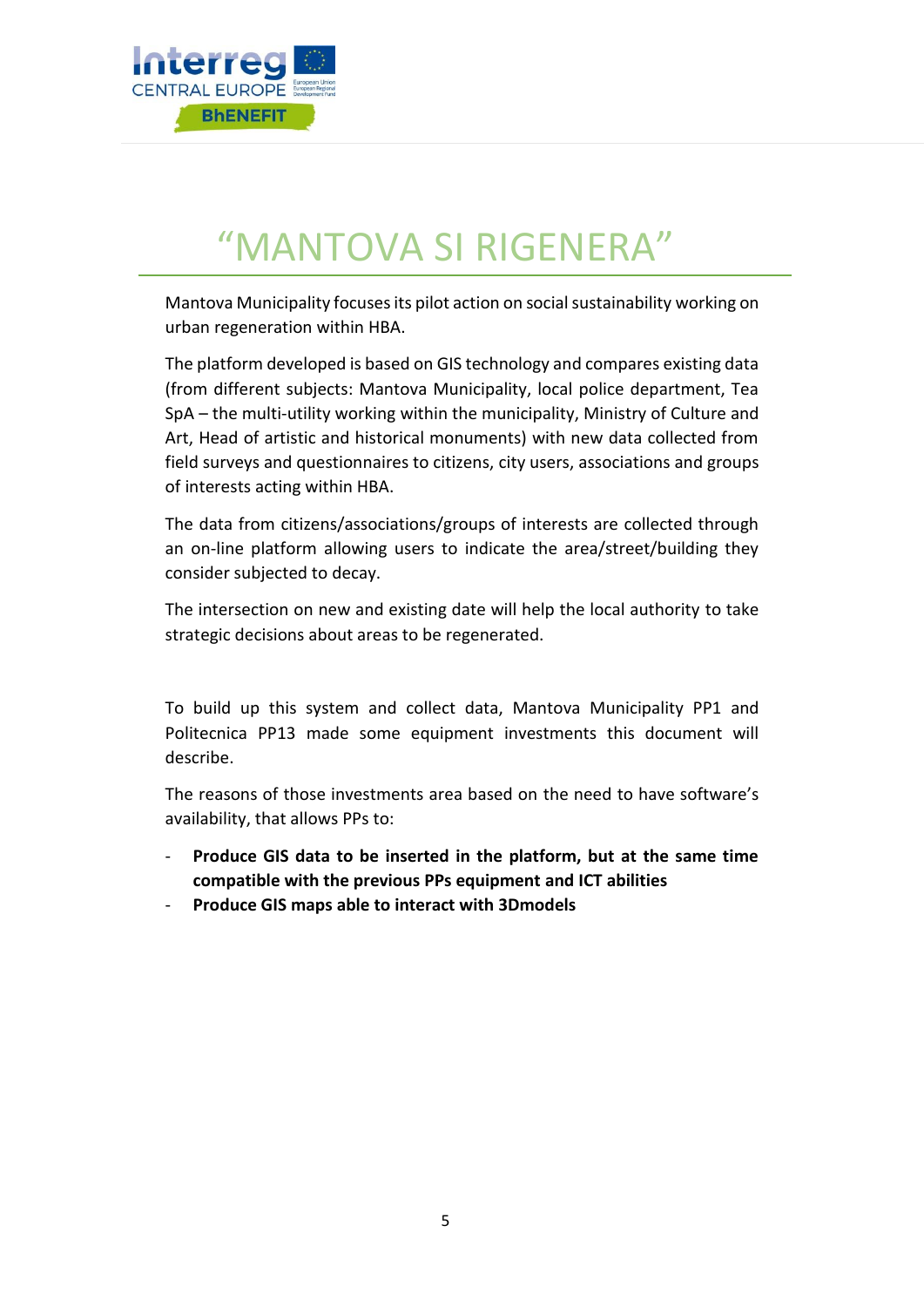# “MANTOVA SI RIGENERA”

Mantova Municipality focuses its pilot action on social sustainability working on urban regeneration within HBA.

The platform developed is based on GIS technology and compares existing data (from different subjects: Mantova Municipality, local police department, Tea SpA – the multi-utility working within the municipality, Ministry of Culture and Art, Head of artistic and historical monuments) with new data collected from field surveys and questionnaires to citizens, city users, associations and groups of interests acting within HBA.

The data from citizens/associations/groups of interests are collected through an on-line platform allowing users to indicate the area/street/building they consider subjected to decay.

The intersection on new and existing date will help the local authority to take strategic decisions about areas to be regenerated.

To build up this system and collect data, Mantova Municipality PP1 and Politecnica PP13 made some equipment investments this document will describe.

The reasons of those investments area based on the need to have software’s availability, that allows PPs to:

- **Produce GIS data to be inserted in the platform, but at the same time compatible with the previous PPs equipment and ICT abilities**
- **Produce GIS maps able to interact with 3Dmodels**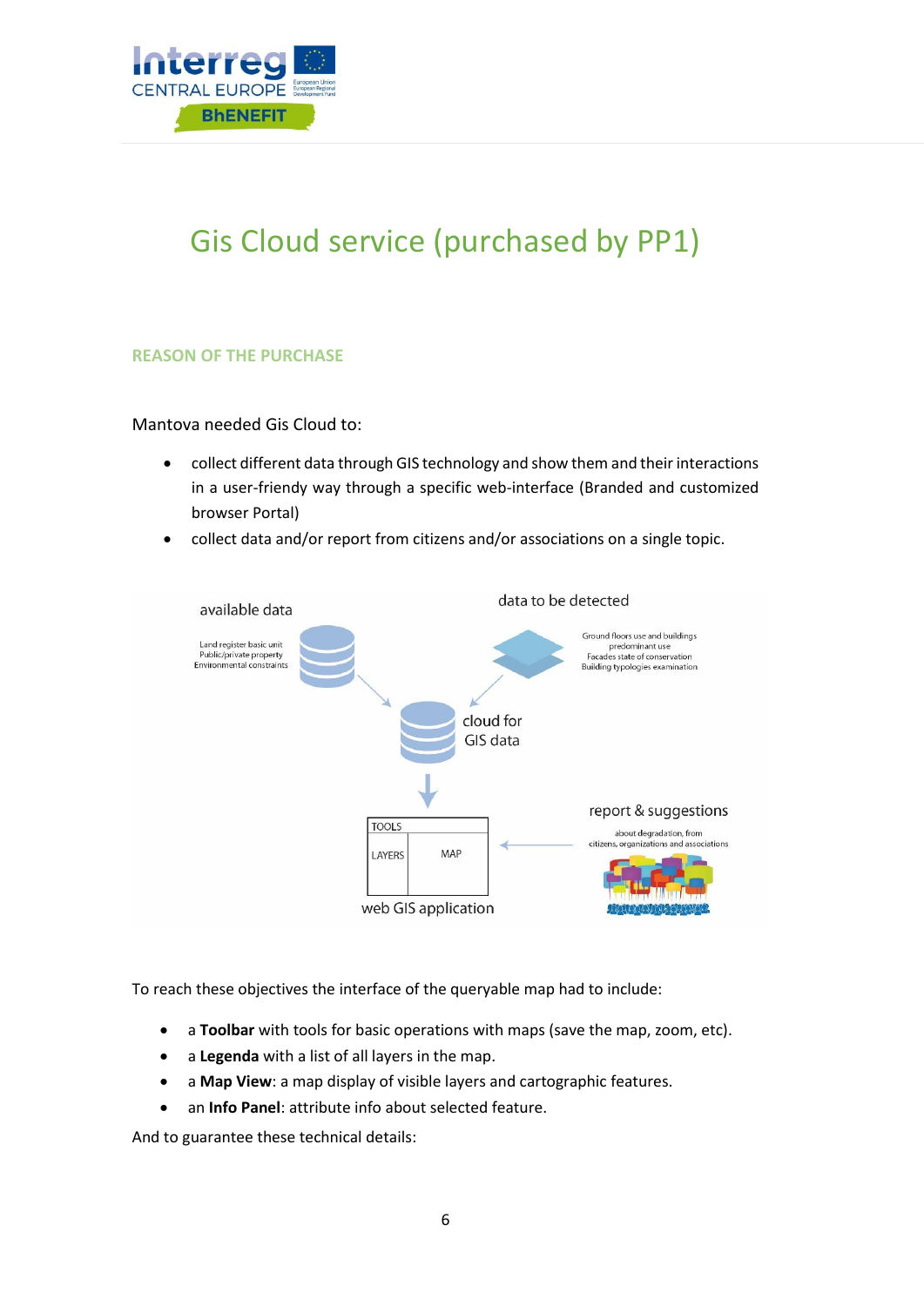# Gis Cloud service (purchased by PP1)

## REASON OF THE PURCHASE

Mantova needed Gis Cloud to:

- collect different data through GIS technology and show them and their interactions in a user-friendy way through a specific web-interface (Branded and customized browser Portal)
- collect data and/or report from citizens and/or associations on a single topic.

available data

Land register basic unit
Public/private property
Environmental constraints

data to be detected

Ground floors use and buildings predominant use
Facades state of conservation
Building typologies examination

cloud for GIS data

TOOLS
LAYERS
MAP

web GIS application

report & suggestions

about degradation, from citizens, organizations and associations

To reach these objectives the interface of the queryable map had to include:

- a **Toolbar** with tools for basic operations with maps (save the map, zoom, etc).
- a **Legenda** with a list of all layers in the map.
- a **Map View**: a map display of visible layers and cartographic features.
- an **Info Panel**: attribute info about selected feature.

And to guarantee these technical details: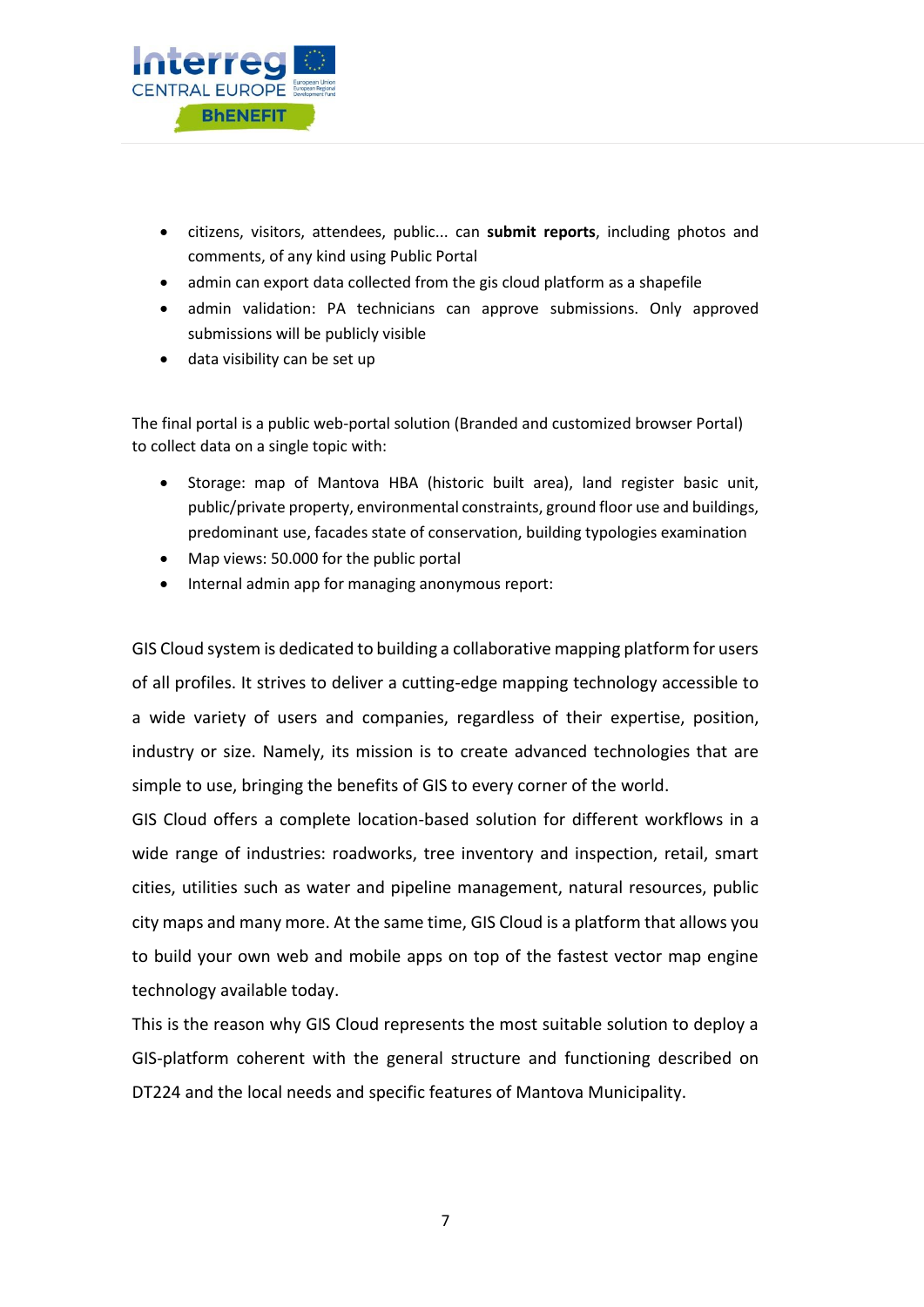- citizens, visitors, attendees, public... can **submit reports**, including photos and comments, of any kind using Public Portal
- admin can export data collected from the gis cloud platform as a shapefile
- admin validation: PA technicians can approve submissions. Only approved submissions will be publicly visible
- data visibility can be set up

The final portal is a public web-portal solution (Branded and customized browser Portal) to collect data on a single topic with:

- Storage: map of Mantova HBA (historic built area), land register basic unit, public/private property, environmental constraints, ground floor use and buildings, predominant use, facades state of conservation, building typologies examination
- Map views: 50.000 for the public portal
- Internal admin app for managing anonymous report:

GIS Cloud system is dedicated to building a collaborative mapping platform for users of all profiles. It strives to deliver a cutting-edge mapping technology accessible to a wide variety of users and companies, regardless of their expertise, position, industry or size. Namely, its mission is to create advanced technologies that are simple to use, bringing the benefits of GIS to every corner of the world.

GIS Cloud offers a complete location-based solution for different workflows in a wide range of industries: roadworks, tree inventory and inspection, retail, smart cities, utilities such as water and pipeline management, natural resources, public city maps and many more. At the same time, GIS Cloud is a platform that allows you to build your own web and mobile apps on top of the fastest vector map engine technology available today.

This is the reason why GIS Cloud represents the most suitable solution to deploy a GIS-platform coherent with the general structure and functioning described on DT224 and the local needs and specific features of Mantova Municipality.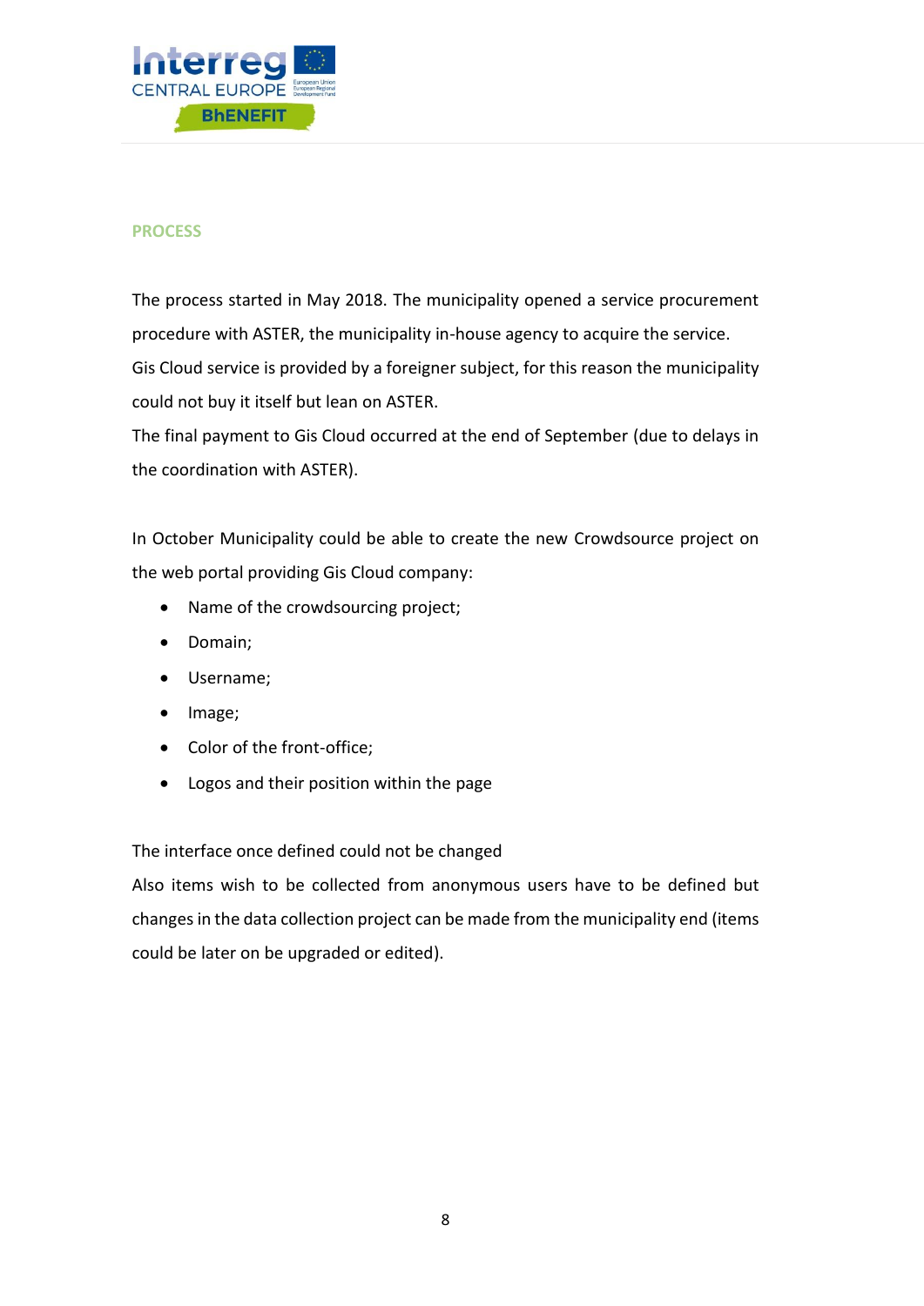## PROCESS

The process started in May 2018. The municipality opened a service procurement procedure with ASTER, the municipality in-house agency to acquire the service.
Gis Cloud service is provided by a foreigner subject, for this reason the municipality could not buy it itself but lean on ASTER.
The final payment to Gis Cloud occurred at the end of September (due to delays in the coordination with ASTER).

In October Municipality could be able to create the new Crowdsource project on the web portal providing Gis Cloud company:

- Name of the crowdsourcing project;
- Domain;
- Username;
- Image;
- Color of the front-office;
- Logos and their position within the page

The interface once defined could not be changed
Also items wish to be collected from anonymous users have to be defined but changes in the data collection project can be made from the municipality end (items could be later on be upgraded or edited).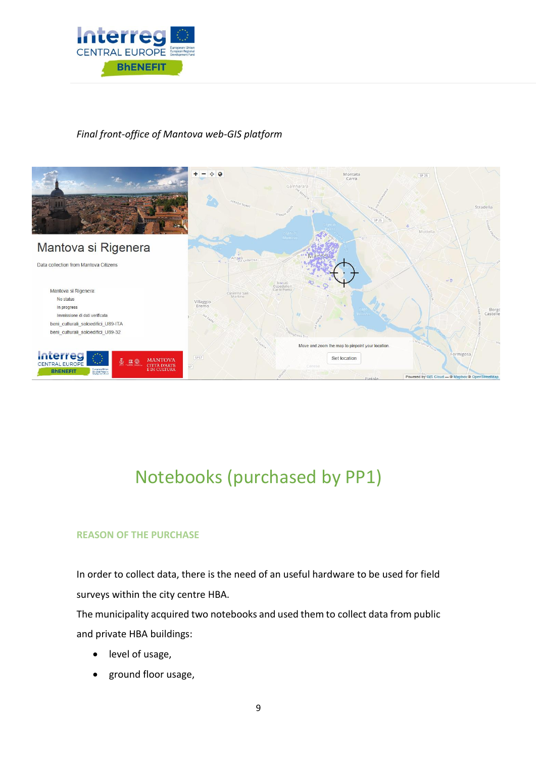*Final front-office of Mantova web-GIS platform*

# Notebooks (purchased by PP1)

### REASON OF THE PURCHASE

In order to collect data, there is the need of an useful hardware to be used for field surveys within the city centre HBA.

The municipality acquired two notebooks and used them to collect data from public and private HBA buildings:

- level of usage,
- ground floor usage,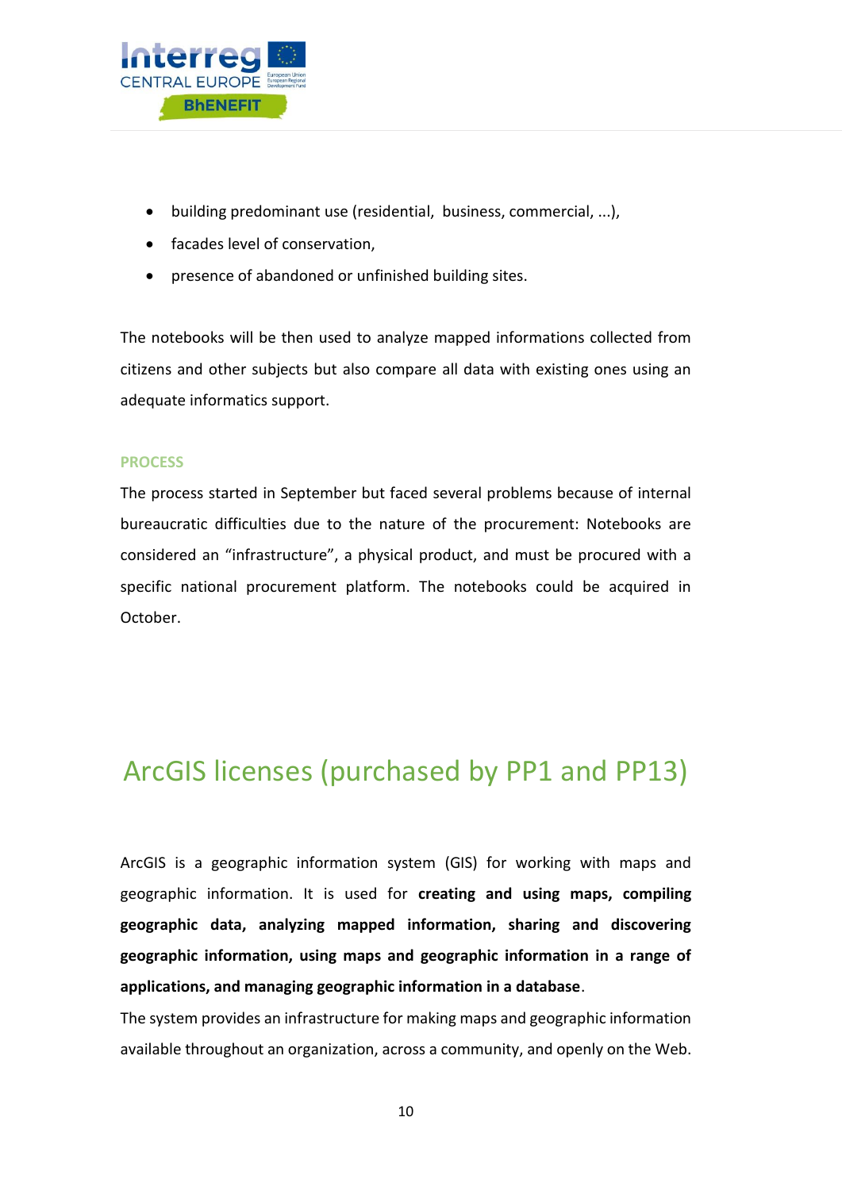- building predominant use (residential, business, commercial, ...),
- facades level of conservation,
- presence of abandoned or unfinished building sites.

The notebooks will be then used to analyze mapped informations collected from citizens and other subjects but also compare all data with existing ones using an adequate informatics support.

### PROCESS

The process started in September but faced several problems because of internal bureaucratic difficulties due to the nature of the procurement: Notebooks are considered an “infrastructure”, a physical product, and must be procured with a specific national procurement platform. The notebooks could be acquired in October.

## ArcGIS licenses (purchased by PP1 and PP13)

ArcGIS is a geographic information system (GIS) for working with maps and geographic information. It is used for **creating and using maps, compiling geographic data, analyzing mapped information, sharing and discovering geographic information, using maps and geographic information in a range of applications, and managing geographic information in a database**.
The system provides an infrastructure for making maps and geographic information available throughout an organization, across a community, and openly on the Web.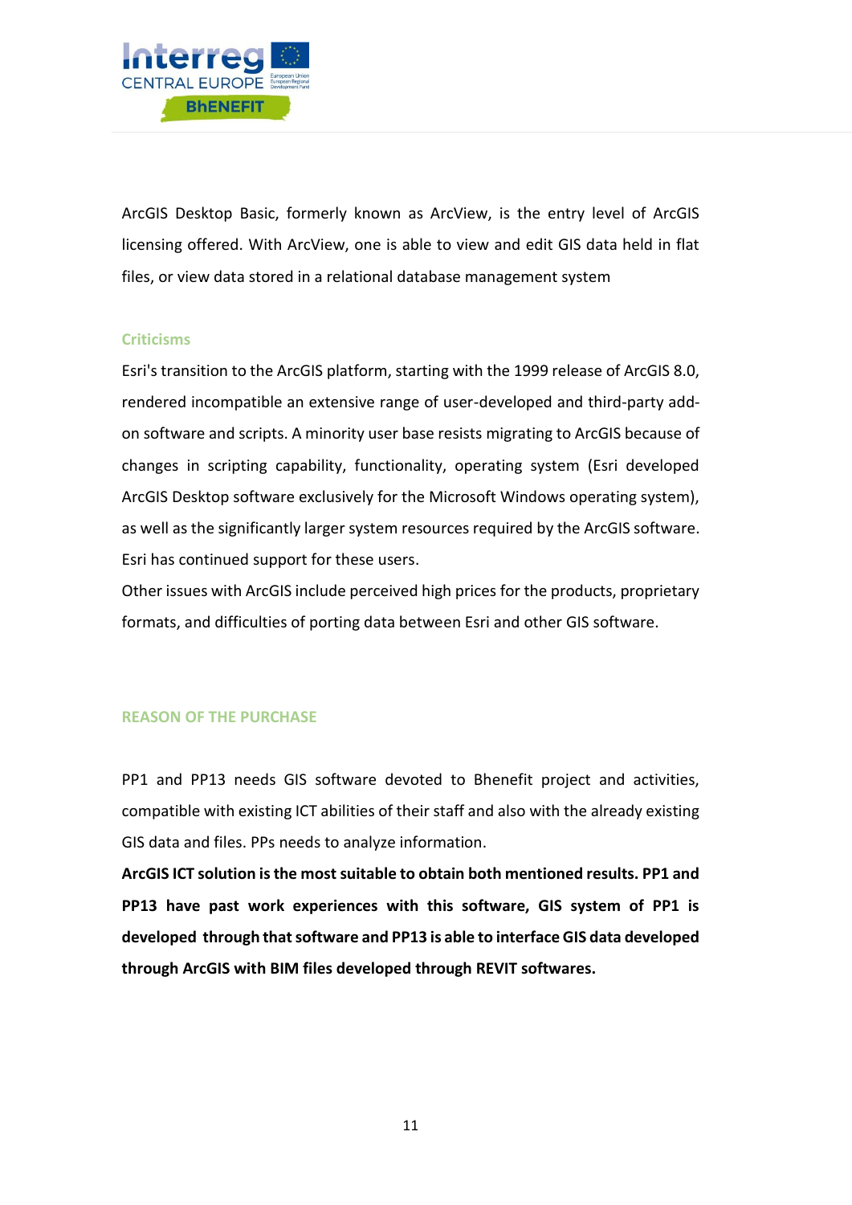ArcGIS Desktop Basic, formerly known as ArcView, is the entry level of ArcGIS licensing offered. With ArcView, one is able to view and edit GIS data held in flat files, or view data stored in a relational database management system

### Criticisms

Esri's transition to the ArcGIS platform, starting with the 1999 release of ArcGIS 8.0, rendered incompatible an extensive range of user-developed and third-party add-on software and scripts. A minority user base resists migrating to ArcGIS because of changes in scripting capability, functionality, operating system (Esri developed ArcGIS Desktop software exclusively for the Microsoft Windows operating system), as well as the significantly larger system resources required by the ArcGIS software. Esri has continued support for these users.

Other issues with ArcGIS include perceived high prices for the products, proprietary formats, and difficulties of porting data between Esri and other GIS software.

## REASON OF THE PURCHASE

PP1 and PP13 needs GIS software devoted to Bhenefit project and activities, compatible with existing ICT abilities of their staff and also with the already existing GIS data and files. PPs needs to analyze information.

**ArcGIS ICT solution is the most suitable to obtain both mentioned results. PP1 and PP13 have past work experiences with this software, GIS system of PP1 is developed through that software and PP13 is able to interface GIS data developed through ArcGIS with BIM files developed through REVIT softwares.**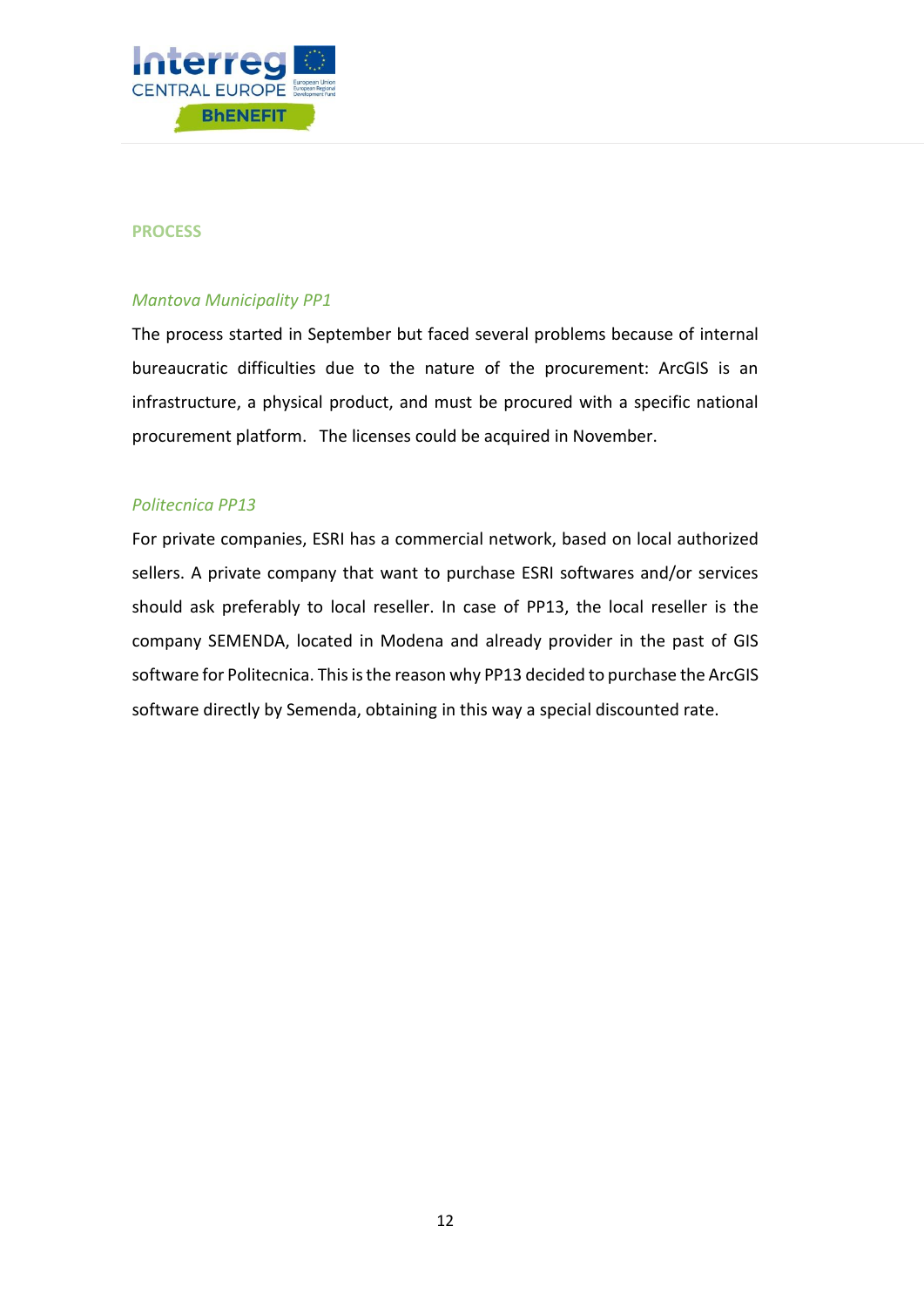## PROCESS

### *Mantova Municipality PP1*

The process started in September but faced several problems because of internal bureaucratic difficulties due to the nature of the procurement: ArcGIS is an infrastructure, a physical product, and must be procured with a specific national procurement platform. The licenses could be acquired in November.

### *Politecnica PP13*

For private companies, ESRI has a commercial network, based on local authorized sellers. A private company that want to purchase ESRI softwares and/or services should ask preferably to local reseller. In case of PP13, the local reseller is the company SEMENDA, located in Modena and already provider in the past of GIS software for Politecnica. This is the reason why PP13 decided to purchase the ArcGIS software directly by Semenda, obtaining in this way a special discounted rate.